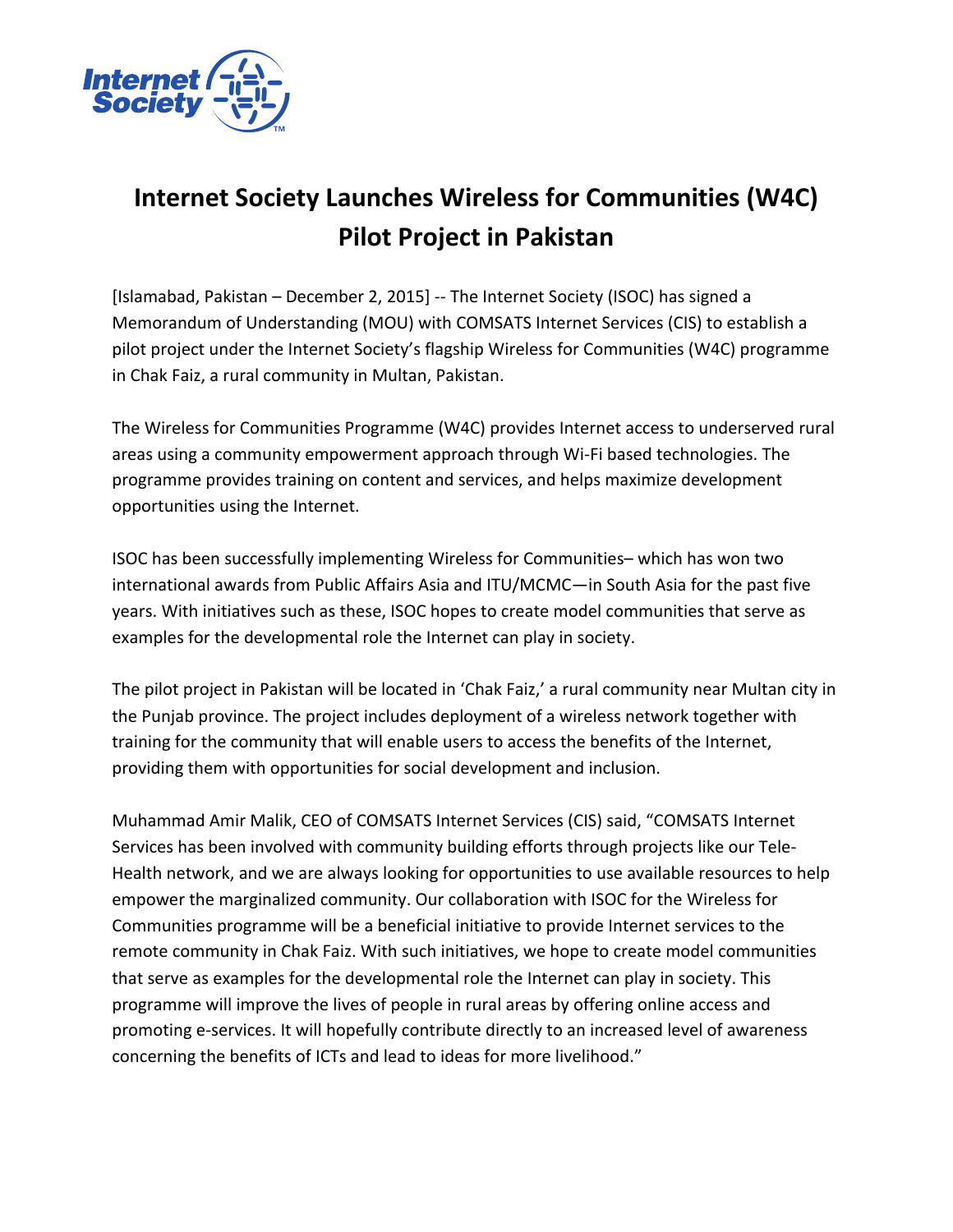# Internet Society Launches Wireless for Communities (W4C) Pilot Project in Pakistan

[Islamabad, Pakistan – December 2, 2015] -- The Internet Society (ISOC) has signed a Memorandum of Understanding (MOU) with COMSATS Internet Services (CIS) to establish a pilot project under the Internet Society's flagship Wireless for Communities (W4C) programme in Chak Faiz, a rural community in Multan, Pakistan.

The Wireless for Communities Programme (W4C) provides Internet access to underserved rural areas using a community empowerment approach through Wi-Fi based technologies. The programme provides training on content and services, and helps maximize development opportunities using the Internet.

ISOC has been successfully implementing Wireless for Communities– which has won two international awards from Public Affairs Asia and ITU/MCMC—in South Asia for the past five years. With initiatives such as these, ISOC hopes to create model communities that serve as examples for the developmental role the Internet can play in society.

The pilot project in Pakistan will be located in 'Chak Faiz,' a rural community near Multan city in the Punjab province. The project includes deployment of a wireless network together with training for the community that will enable users to access the benefits of the Internet, providing them with opportunities for social development and inclusion.

Muhammad Amir Malik, CEO of COMSATS Internet Services (CIS) said, "COMSATS Internet Services has been involved with community building efforts through projects like our Tele-Health network, and we are always looking for opportunities to use available resources to help empower the marginalized community. Our collaboration with ISOC for the Wireless for Communities programme will be a beneficial initiative to provide Internet services to the remote community in Chak Faiz. With such initiatives, we hope to create model communities that serve as examples for the developmental role the Internet can play in society. This programme will improve the lives of people in rural areas by offering online access and promoting e-services. It will hopefully contribute directly to an increased level of awareness concerning the benefits of ICTs and lead to ideas for more livelihood."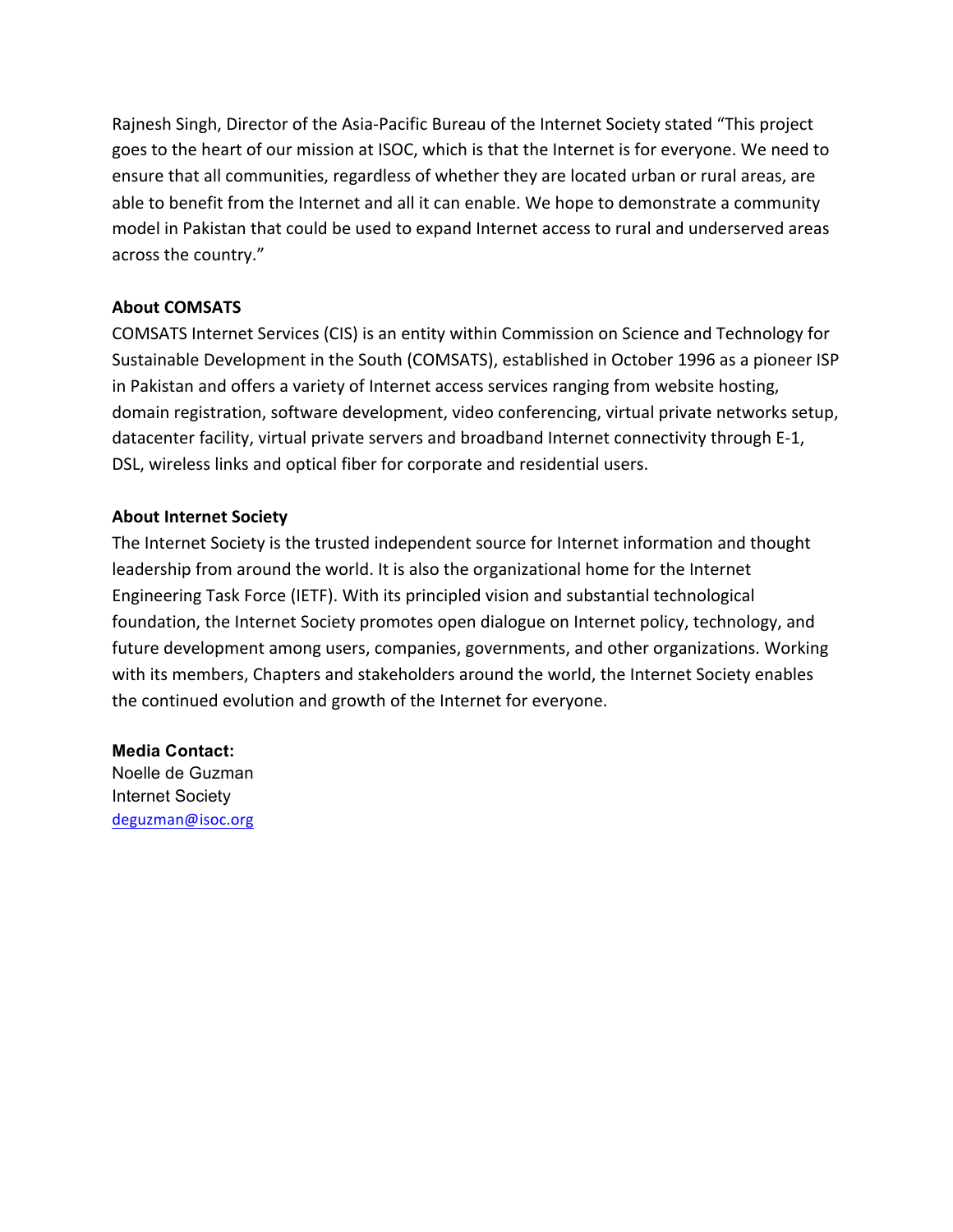Rajnesh Singh, Director of the Asia-Pacific Bureau of the Internet Society stated "This project goes to the heart of our mission at ISOC, which is that the Internet is for everyone. We need to ensure that all communities, regardless of whether they are located urban or rural areas, are able to benefit from the Internet and all it can enable. We hope to demonstrate a community model in Pakistan that could be used to expand Internet access to rural and underserved areas across the country."

**About COMSATS**

COMSATS Internet Services (CIS) is an entity within Commission on Science and Technology for Sustainable Development in the South (COMSATS), established in October 1996 as a pioneer ISP in Pakistan and offers a variety of Internet access services ranging from website hosting, domain registration, software development, video conferencing, virtual private networks setup, datacenter facility, virtual private servers and broadband Internet connectivity through E-1, DSL, wireless links and optical fiber for corporate and residential users.

**About Internet Society**

The Internet Society is the trusted independent source for Internet information and thought leadership from around the world. It is also the organizational home for the Internet Engineering Task Force (IETF). With its principled vision and substantial technological foundation, the Internet Society promotes open dialogue on Internet policy, technology, and future development among users, companies, governments, and other organizations. Working with its members, Chapters and stakeholders around the world, the Internet Society enables the continued evolution and growth of the Internet for everyone.

**Media Contact:**
Noelle de Guzman
Internet Society
deguzman@isoc.org